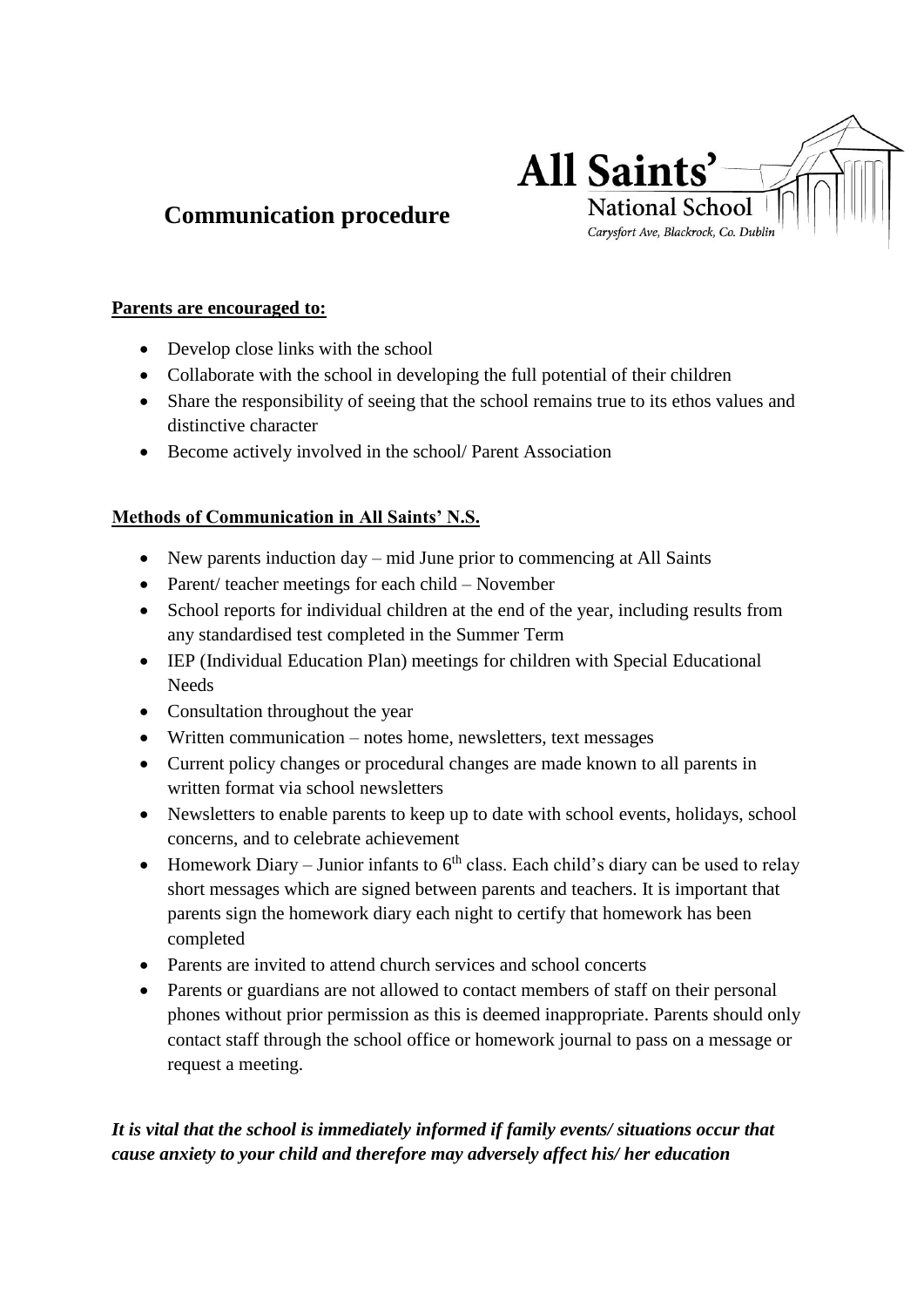# Communication procedure

All Saints' National School
Carysfort Ave, Blackrock, Co. Dublin

**Parents are encouraged to:**

- Develop close links with the school
- Collaborate with the school in developing the full potential of their children
- Share the responsibility of seeing that the school remains true to its ethos values and distinctive character
- Become actively involved in the school/ Parent Association

**Methods of Communication in All Saints' N.S.**

- New parents induction day – mid June prior to commencing at All Saints
- Parent/ teacher meetings for each child – November
- School reports for individual children at the end of the year, including results from any standardised test completed in the Summer Term
- IEP (Individual Education Plan) meetings for children with Special Educational Needs
- Consultation throughout the year
- Written communication – notes home, newsletters, text messages
- Current policy changes or procedural changes are made known to all parents in written format via school newsletters
- Newsletters to enable parents to keep up to date with school events, holidays, school concerns, and to celebrate achievement
- Homework Diary – Junior infants to 6th class. Each child's diary can be used to relay short messages which are signed between parents and teachers. It is important that parents sign the homework diary each night to certify that homework has been completed
- Parents are invited to attend church services and school concerts
- Parents or guardians are not allowed to contact members of staff on their personal phones without prior permission as this is deemed inappropriate. Parents should only contact staff through the school office or homework journal to pass on a message or request a meeting.

***It is vital that the school is immediately informed if family events/ situations occur that cause anxiety to your child and therefore may adversely affect his/ her education***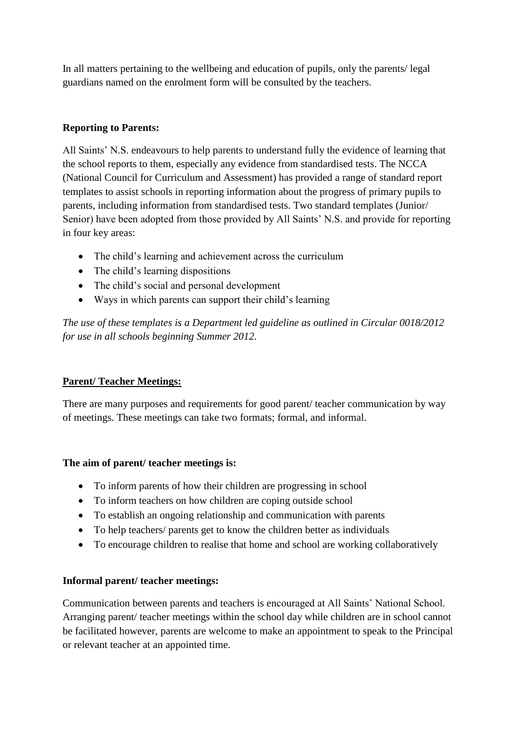In all matters pertaining to the wellbeing and education of pupils, only the parents/ legal guardians named on the enrolment form will be consulted by the teachers.

**Reporting to Parents:**

All Saints' N.S. endeavours to help parents to understand fully the evidence of learning that the school reports to them, especially any evidence from standardised tests. The NCCA (National Council for Curriculum and Assessment) has provided a range of standard report templates to assist schools in reporting information about the progress of primary pupils to parents, including information from standardised tests. Two standard templates (Junior/ Senior) have been adopted from those provided by All Saints' N.S. and provide for reporting in four key areas:

- The child's learning and achievement across the curriculum
- The child's learning dispositions
- The child's social and personal development
- Ways in which parents can support their child's learning

*The use of these templates is a Department led guideline as outlined in Circular 0018/2012 for use in all schools beginning Summer 2012.*

**Parent/ Teacher Meetings:**

There are many purposes and requirements for good parent/ teacher communication by way of meetings. These meetings can take two formats; formal, and informal.

**The aim of parent/ teacher meetings is:**

- To inform parents of how their children are progressing in school
- To inform teachers on how children are coping outside school
- To establish an ongoing relationship and communication with parents
- To help teachers/ parents get to know the children better as individuals
- To encourage children to realise that home and school are working collaboratively

**Informal parent/ teacher meetings:**

Communication between parents and teachers is encouraged at All Saints' National School. Arranging parent/ teacher meetings within the school day while children are in school cannot be facilitated however, parents are welcome to make an appointment to speak to the Principal or relevant teacher at an appointed time.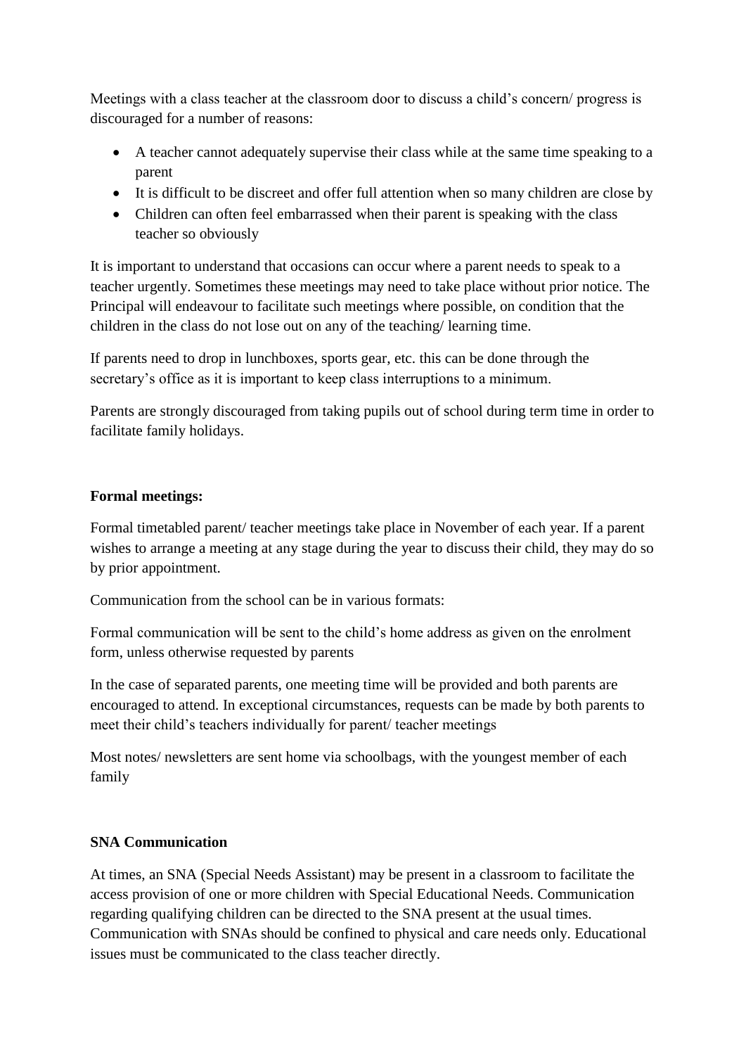Meetings with a class teacher at the classroom door to discuss a child's concern/ progress is discouraged for a number of reasons:

- A teacher cannot adequately supervise their class while at the same time speaking to a parent
- It is difficult to be discreet and offer full attention when so many children are close by
- Children can often feel embarrassed when their parent is speaking with the class teacher so obviously

It is important to understand that occasions can occur where a parent needs to speak to a teacher urgently. Sometimes these meetings may need to take place without prior notice. The Principal will endeavour to facilitate such meetings where possible, on condition that the children in the class do not lose out on any of the teaching/ learning time.

If parents need to drop in lunchboxes, sports gear, etc. this can be done through the secretary's office as it is important to keep class interruptions to a minimum.

Parents are strongly discouraged from taking pupils out of school during term time in order to facilitate family holidays.

**Formal meetings:**

Formal timetabled parent/ teacher meetings take place in November of each year. If a parent wishes to arrange a meeting at any stage during the year to discuss their child, they may do so by prior appointment.

Communication from the school can be in various formats:

Formal communication will be sent to the child's home address as given on the enrolment form, unless otherwise requested by parents

In the case of separated parents, one meeting time will be provided and both parents are encouraged to attend. In exceptional circumstances, requests can be made by both parents to meet their child's teachers individually for parent/ teacher meetings

Most notes/ newsletters are sent home via schoolbags, with the youngest member of each family

**SNA Communication**

At times, an SNA (Special Needs Assistant) may be present in a classroom to facilitate the access provision of one or more children with Special Educational Needs. Communication regarding qualifying children can be directed to the SNA present at the usual times. Communication with SNAs should be confined to physical and care needs only. Educational issues must be communicated to the class teacher directly.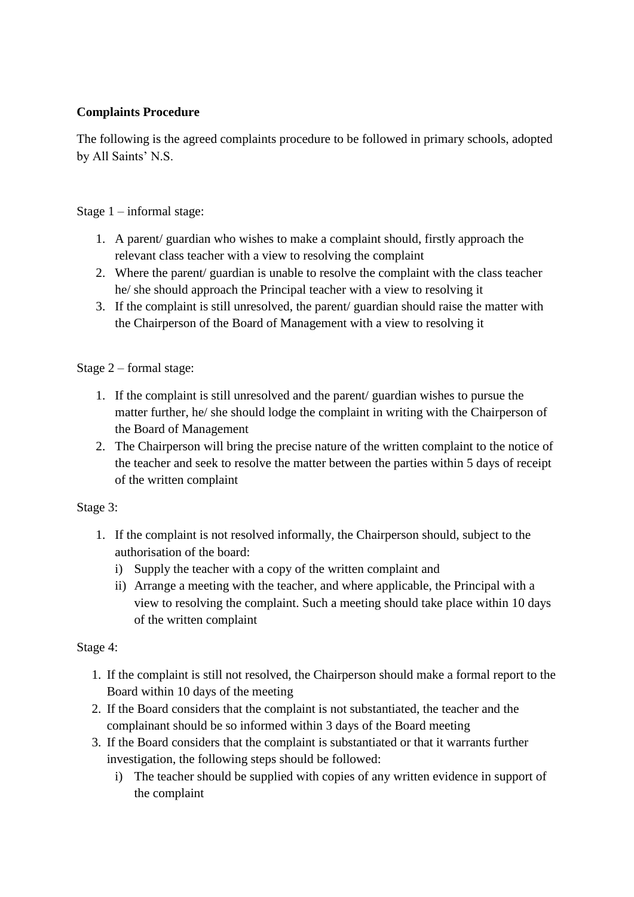**Complaints Procedure**

The following is the agreed complaints procedure to be followed in primary schools, adopted by All Saints' N.S.

Stage 1 – informal stage:

1. A parent/ guardian who wishes to make a complaint should, firstly approach the relevant class teacher with a view to resolving the complaint
2. Where the parent/ guardian is unable to resolve the complaint with the class teacher he/ she should approach the Principal teacher with a view to resolving it
3. If the complaint is still unresolved, the parent/ guardian should raise the matter with the Chairperson of the Board of Management with a view to resolving it

Stage 2 – formal stage:

1. If the complaint is still unresolved and the parent/ guardian wishes to pursue the matter further, he/ she should lodge the complaint in writing with the Chairperson of the Board of Management
2. The Chairperson will bring the precise nature of the written complaint to the notice of the teacher and seek to resolve the matter between the parties within 5 days of receipt of the written complaint

Stage 3:

1. If the complaint is not resolved informally, the Chairperson should, subject to the authorisation of the board:
   i) Supply the teacher with a copy of the written complaint and
   ii) Arrange a meeting with the teacher, and where applicable, the Principal with a view to resolving the complaint. Such a meeting should take place within 10 days of the written complaint

Stage 4:

1. If the complaint is still not resolved, the Chairperson should make a formal report to the Board within 10 days of the meeting
2. If the Board considers that the complaint is not substantiated, the teacher and the complainant should be so informed within 3 days of the Board meeting
3. If the Board considers that the complaint is substantiated or that it warrants further investigation, the following steps should be followed:
   i) The teacher should be supplied with copies of any written evidence in support of the complaint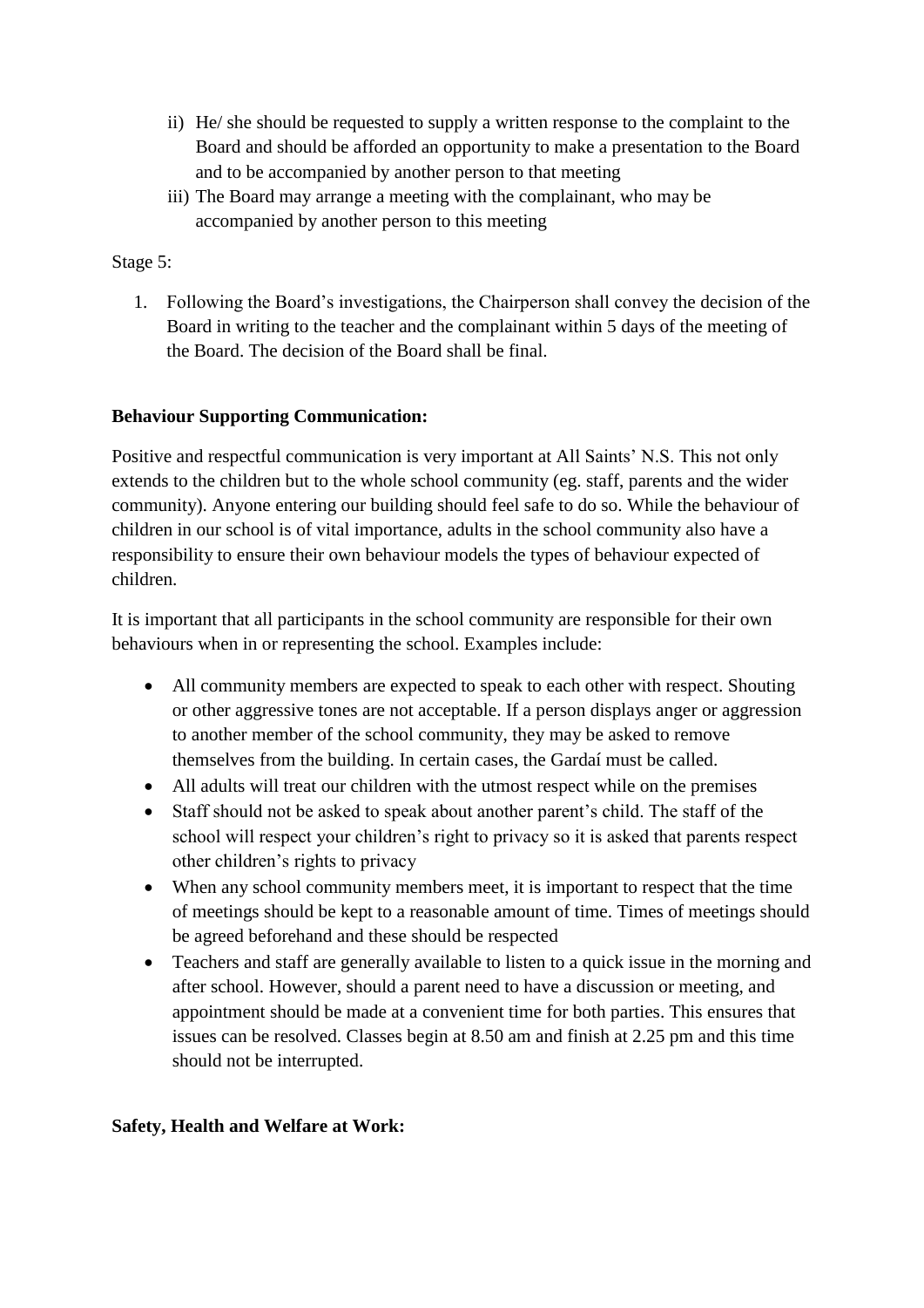ii) He/ she should be requested to supply a written response to the complaint to the Board and should be afforded an opportunity to make a presentation to the Board and to be accompanied by another person to that meeting

iii) The Board may arrange a meeting with the complainant, who may be accompanied by another person to this meeting

Stage 5:

1. Following the Board's investigations, the Chairperson shall convey the decision of the Board in writing to the teacher and the complainant within 5 days of the meeting of the Board. The decision of the Board shall be final.

**Behaviour Supporting Communication:**

Positive and respectful communication is very important at All Saints' N.S. This not only extends to the children but to the whole school community (eg. staff, parents and the wider community). Anyone entering our building should feel safe to do so. While the behaviour of children in our school is of vital importance, adults in the school community also have a responsibility to ensure their own behaviour models the types of behaviour expected of children.

It is important that all participants in the school community are responsible for their own behaviours when in or representing the school. Examples include:

- All community members are expected to speak to each other with respect. Shouting or other aggressive tones are not acceptable. If a person displays anger or aggression to another member of the school community, they may be asked to remove themselves from the building. In certain cases, the Gardaí must be called.
- All adults will treat our children with the utmost respect while on the premises
- Staff should not be asked to speak about another parent's child. The staff of the school will respect your children's right to privacy so it is asked that parents respect other children's rights to privacy
- When any school community members meet, it is important to respect that the time of meetings should be kept to a reasonable amount of time. Times of meetings should be agreed beforehand and these should be respected
- Teachers and staff are generally available to listen to a quick issue in the morning and after school. However, should a parent need to have a discussion or meeting, and appointment should be made at a convenient time for both parties. This ensures that issues can be resolved. Classes begin at 8.50 am and finish at 2.25 pm and this time should not be interrupted.

**Safety, Health and Welfare at Work:**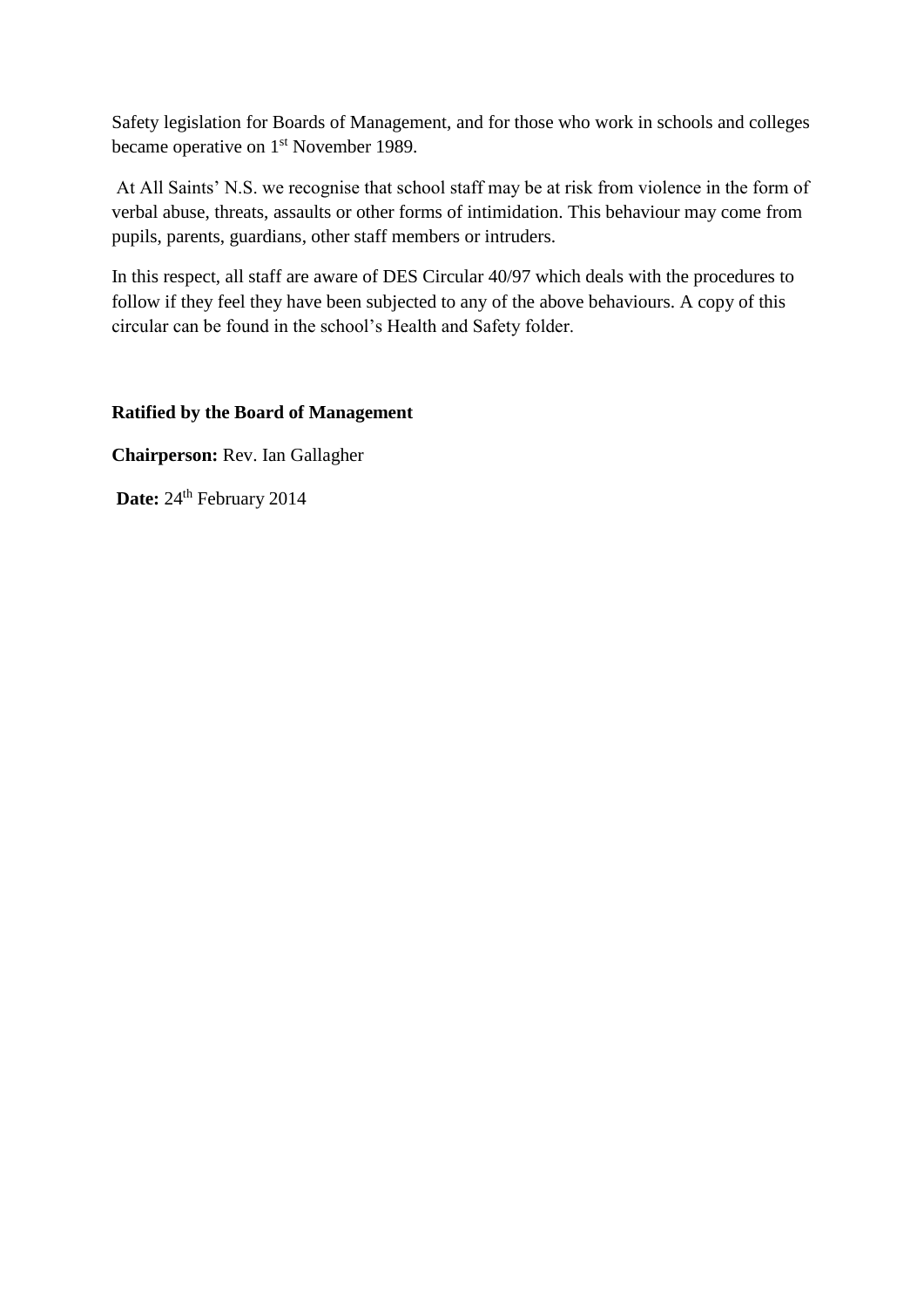Safety legislation for Boards of Management, and for those who work in schools and colleges became operative on 1st November 1989.

At All Saints' N.S. we recognise that school staff may be at risk from violence in the form of verbal abuse, threats, assaults or other forms of intimidation. This behaviour may come from pupils, parents, guardians, other staff members or intruders.

In this respect, all staff are aware of DES Circular 40/97 which deals with the procedures to follow if they feel they have been subjected to any of the above behaviours. A copy of this circular can be found in the school's Health and Safety folder.

**Ratified by the Board of Management**

**Chairperson:** Rev. Ian Gallagher

**Date:** 24th February 2014